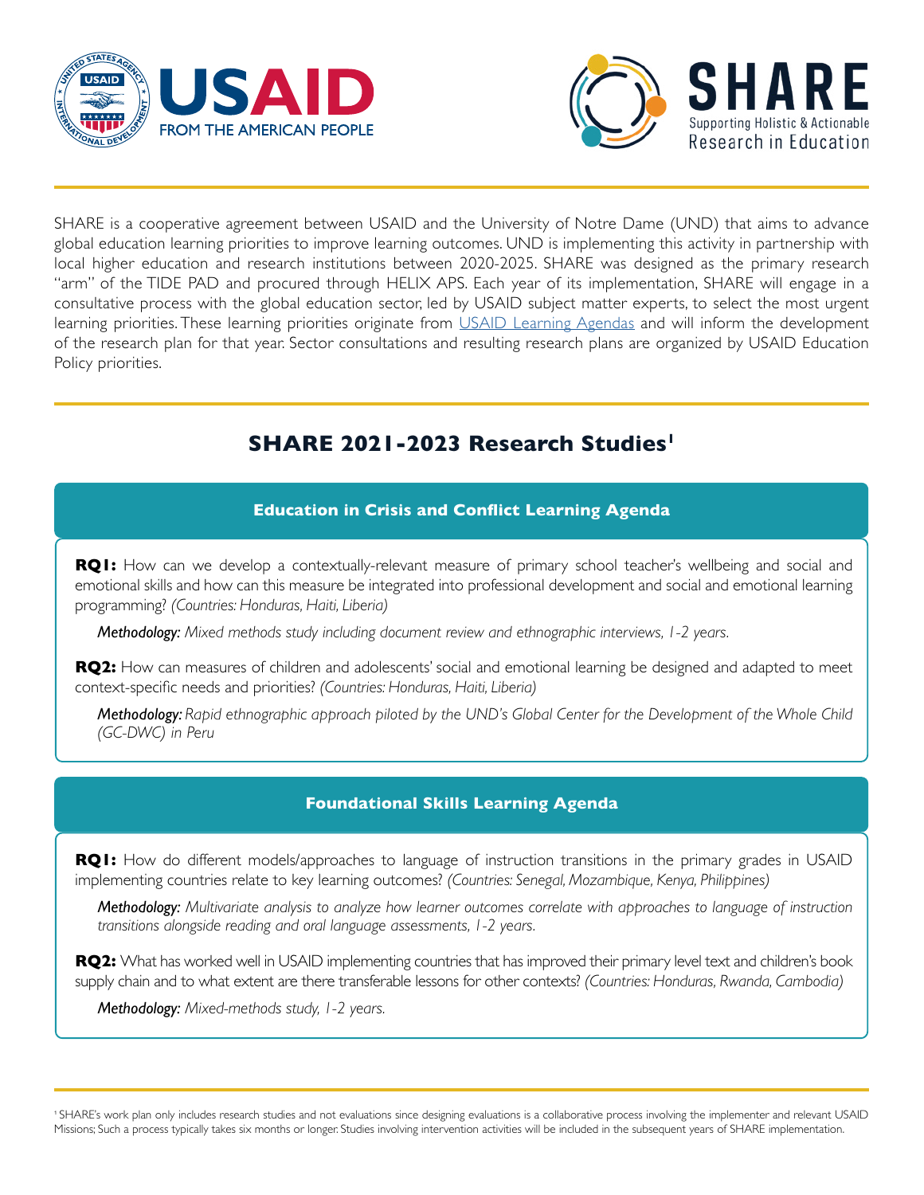SHARE is a cooperative agreement between USAID and the University of Notre Dame (UND) that aims to advance global education learning priorities to improve learning outcomes. UND is implementing this activity in partnership with local higher education and research institutions between 2020-2025. SHARE was designed as the primary research "arm" of the TIDE PAD and procured through HELIX APS. Each year of its implementation, SHARE will engage in a consultative process with the global education sector, led by USAID subject matter experts, to select the most urgent learning priorities. These learning priorities originate from USAID Learning Agendas and will inform the development of the research plan for that year. Sector consultations and resulting research plans are organized by USAID Education Policy priorities.

## SHARE 2021-2023 Research Studies[1]

### Education in Crisis and Conflict Learning Agenda

**RQ1:** How can we develop a contextually-relevant measure of primary school teacher's wellbeing and social and emotional skills and how can this measure be integrated into professional development and social and emotional learning programming? *(Countries: Honduras, Haiti, Liberia)*

***Methodology:*** *Mixed methods study including document review and ethnographic interviews, 1-2 years.*

**RQ2:** How can measures of children and adolescents' social and emotional learning be designed and adapted to meet context-specific needs and priorities? *(Countries: Honduras, Haiti, Liberia)*

***Methodology:*** *Rapid ethnographic approach piloted by the UND's Global Center for the Development of the Whole Child (GC-DWC) in Peru*

### Foundational Skills Learning Agenda

**RQ1:** How do different models/approaches to language of instruction transitions in the primary grades in USAID implementing countries relate to key learning outcomes? *(Countries: Senegal, Mozambique, Kenya, Philippines)*

***Methodology:*** *Multivariate analysis to analyze how learner outcomes correlate with approaches to language of instruction transitions alongside reading and oral language assessments, 1-2 years.*

**RQ2:** What has worked well in USAID implementing countries that has improved their primary level text and children's book supply chain and to what extent are there transferable lessons for other contexts? *(Countries: Honduras, Rwanda, Cambodia)*

***Methodology:*** *Mixed-methods study, 1-2 years.*

---

[1] SHARE's work plan only includes research studies and not evaluations since designing evaluations is a collaborative process involving the implementer and relevant USAID Missions; Such a process typically takes six months or longer. Studies involving intervention activities will be included in the subsequent years of SHARE implementation.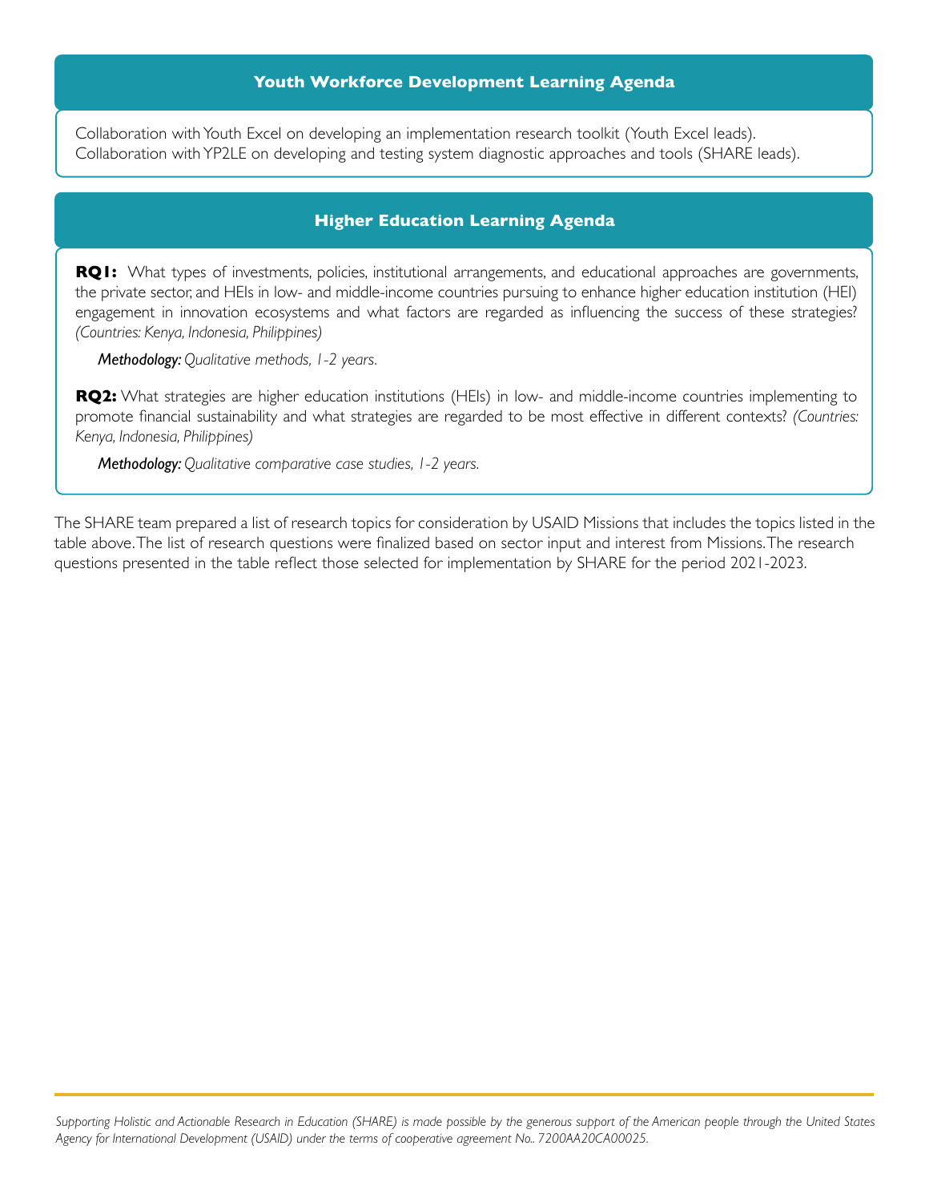## Youth Workforce Development Learning Agenda

Collaboration with Youth Excel on developing an implementation research toolkit (Youth Excel leads).
Collaboration with YP2LE on developing and testing system diagnostic approaches and tools (SHARE leads).

## Higher Education Learning Agenda

**RQ1:** What types of investments, policies, institutional arrangements, and educational approaches are governments, the private sector, and HEIs in low- and middle-income countries pursuing to enhance higher education institution (HEI) engagement in innovation ecosystems and what factors are regarded as influencing the success of these strategies? *(Countries: Kenya, Indonesia, Philippines)*

***Methodology:*** *Qualitative methods, 1-2 years.*

**RQ2:** What strategies are higher education institutions (HEIs) in low- and middle-income countries implementing to promote financial sustainability and what strategies are regarded to be most effective in different contexts? *(Countries: Kenya, Indonesia, Philippines)*

***Methodology:*** *Qualitative comparative case studies, 1-2 years.*

The SHARE team prepared a list of research topics for consideration by USAID Missions that includes the topics listed in the table above. The list of research questions were finalized based on sector input and interest from Missions. The research questions presented in the table reflect those selected for implementation by SHARE for the period 2021-2023.

*Supporting Holistic and Actionable Research in Education (SHARE) is made possible by the generous support of the American people through the United States Agency for International Development (USAID) under the terms of cooperative agreement No.. 7200AA20CA00025.*